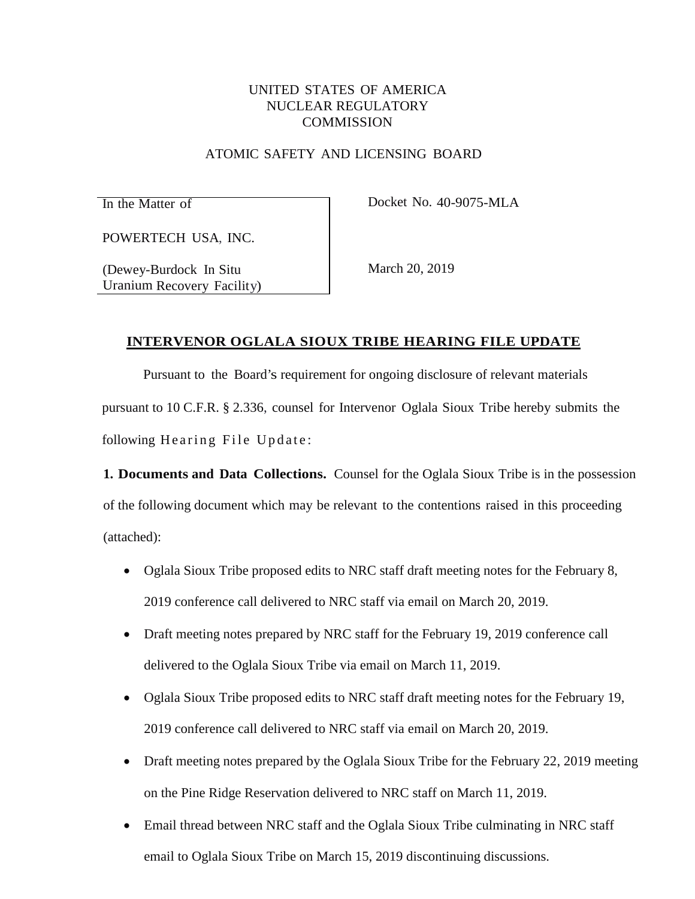UNITED STATES OF AMERICA
NUCLEAR REGULATORY
COMMISSION

ATOMIC SAFETY AND LICENSING BOARD

| In the Matter of<br><br>POWERTECH USA, INC.<br><br>(Dewey-Burdock In Situ Uranium Recovery Facility) | Docket No. 40-9075-MLA<br><br><br><br>March 20, 2019 |
|---|---|

## INTERVENOR OGLALA SIOUX TRIBE HEARING FILE UPDATE

Pursuant to the Board's requirement for ongoing disclosure of relevant materials pursuant to 10 C.F.R. § 2.336, counsel for Intervenor Oglala Sioux Tribe hereby submits the following Hearing File Update:

**1. Documents and Data Collections.** Counsel for the Oglala Sioux Tribe is in the possession of the following document which may be relevant to the contentions raised in this proceeding (attached):

- Oglala Sioux Tribe proposed edits to NRC staff draft meeting notes for the February 8, 2019 conference call delivered to NRC staff via email on March 20, 2019.
- Draft meeting notes prepared by NRC staff for the February 19, 2019 conference call delivered to the Oglala Sioux Tribe via email on March 11, 2019.
- Oglala Sioux Tribe proposed edits to NRC staff draft meeting notes for the February 19, 2019 conference call delivered to NRC staff via email on March 20, 2019.
- Draft meeting notes prepared by the Oglala Sioux Tribe for the February 22, 2019 meeting on the Pine Ridge Reservation delivered to NRC staff on March 11, 2019.
- Email thread between NRC staff and the Oglala Sioux Tribe culminating in NRC staff email to Oglala Sioux Tribe on March 15, 2019 discontinuing discussions.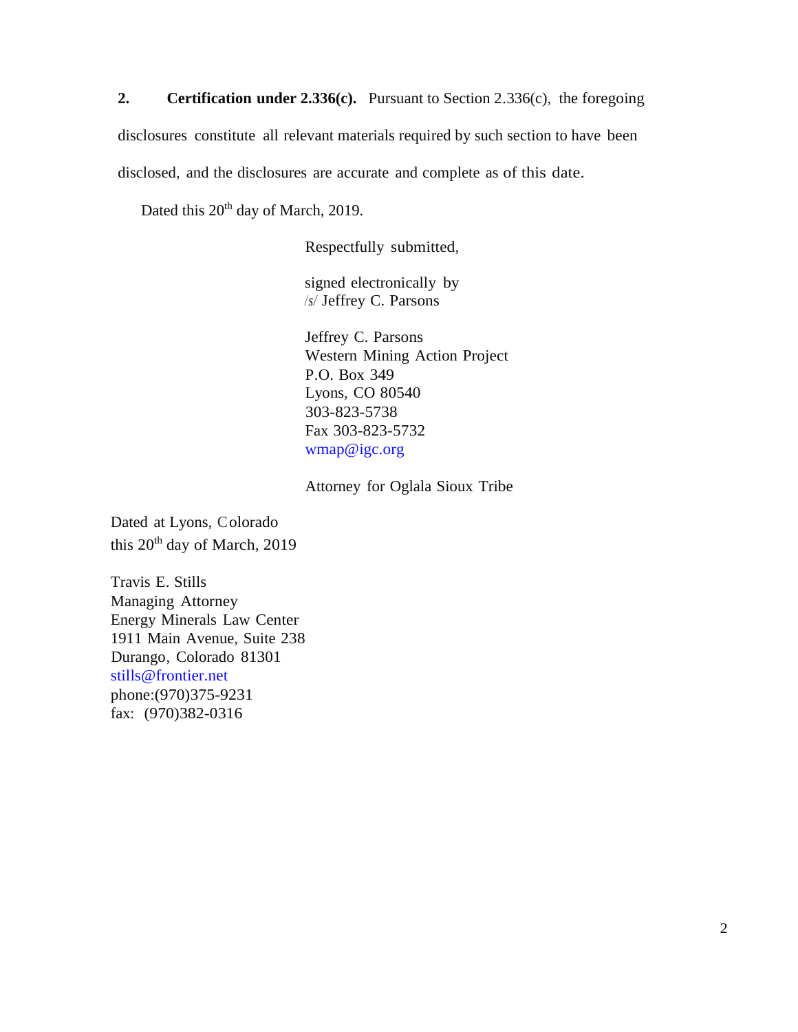**2. Certification under 2.336(c).** Pursuant to Section 2.336(c), the foregoing disclosures constitute all relevant materials required by such section to have been disclosed, and the disclosures are accurate and complete as of this date.

Dated this 20th day of March, 2019.

Respectfully submitted,

signed electronically by
/s/ Jeffrey C. Parsons

Jeffrey C. Parsons
Western Mining Action Project
P.O. Box 349
Lyons, CO 80540
303-823-5738
Fax 303-823-5732
wmap@igc.org

Attorney for Oglala Sioux Tribe

Dated at Lyons, Colorado
this 20th day of March, 2019

Travis E. Stills
Managing Attorney
Energy Minerals Law Center
1911 Main Avenue, Suite 238
Durango, Colorado 81301
stills@frontier.net
phone:(970)375-9231
fax: (970)382-0316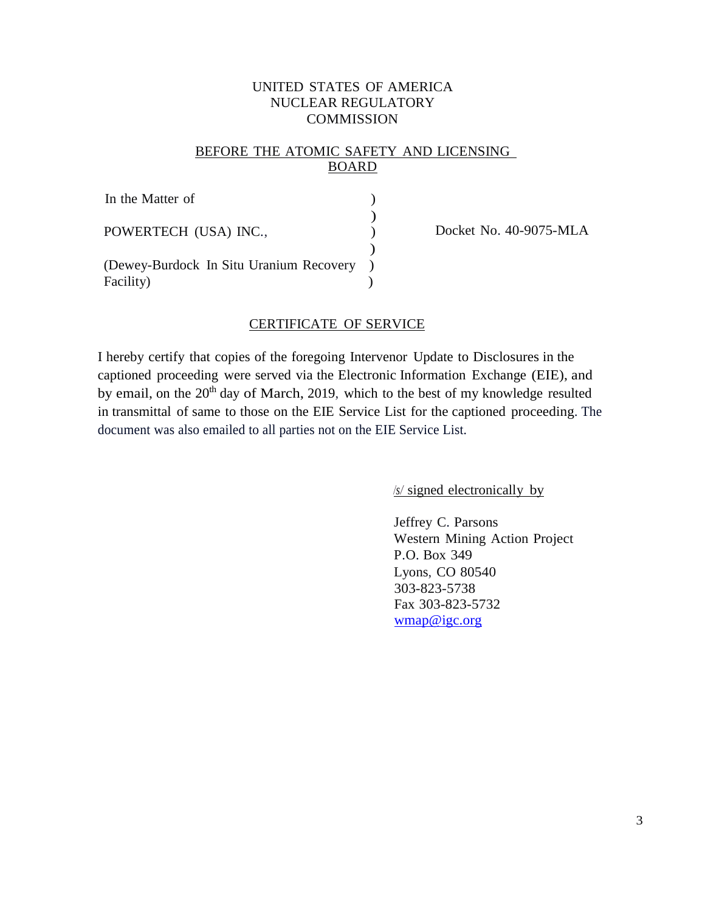UNITED STATES OF AMERICA
NUCLEAR REGULATORY
COMMISSION

BEFORE THE ATOMIC SAFETY AND LICENSING BOARD

| | | |
|---|---|---|
| In the Matter of | ) | |
| | ) | |
| POWERTECH (USA) INC., | ) | Docket No. 40-9075-MLA |
| | ) | |
| (Dewey-Burdock In Situ Uranium Recovery Facility) | ) | |
| | ) | |

## CERTIFICATE OF SERVICE

I hereby certify that copies of the foregoing Intervenor Update to Disclosures in the captioned proceeding were served via the Electronic Information Exchange (EIE), and by email, on the 20th day of March, 2019, which to the best of my knowledge resulted in transmittal of same to those on the EIE Service List for the captioned proceeding. The document was also emailed to all parties not on the EIE Service List.

/s/ signed electronically by

Jeffrey C. Parsons
Western Mining Action Project
P.O. Box 349
Lyons, CO 80540
303-823-5738
Fax 303-823-5732
wmap@igc.org